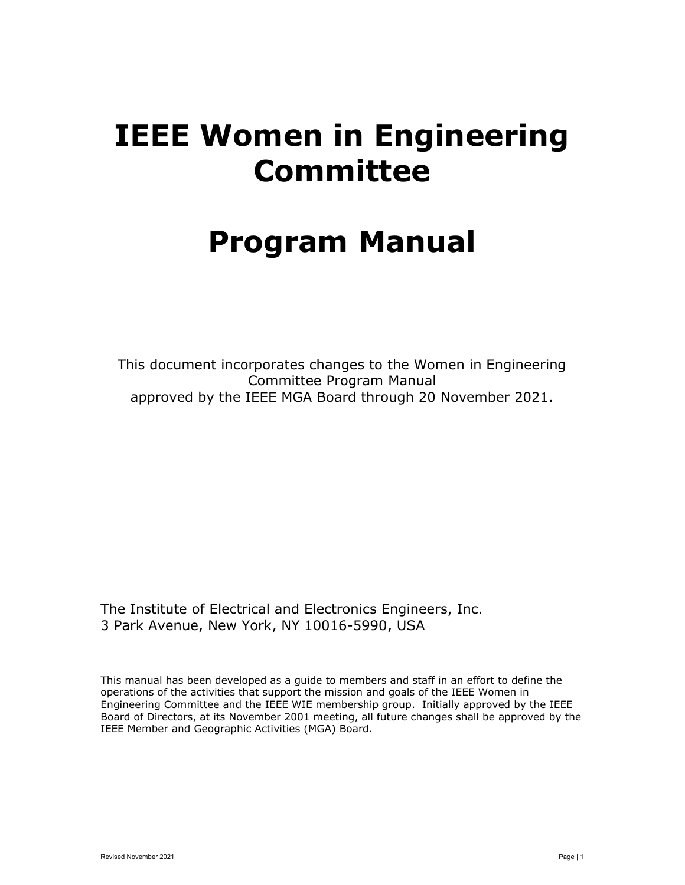# IEEE Women in Engineering Committee

# Program Manual

This document incorporates changes to the Women in Engineering Committee Program Manual approved by the IEEE MGA Board through 20 November 2021.

The Institute of Electrical and Electronics Engineers, Inc.
3 Park Avenue, New York, NY 10016-5990, USA

This manual has been developed as a guide to members and staff in an effort to define the operations of the activities that support the mission and goals of the IEEE Women in Engineering Committee and the IEEE WIE membership group. Initially approved by the IEEE Board of Directors, at its November 2001 meeting, all future changes shall be approved by the IEEE Member and Geographic Activities (MGA) Board.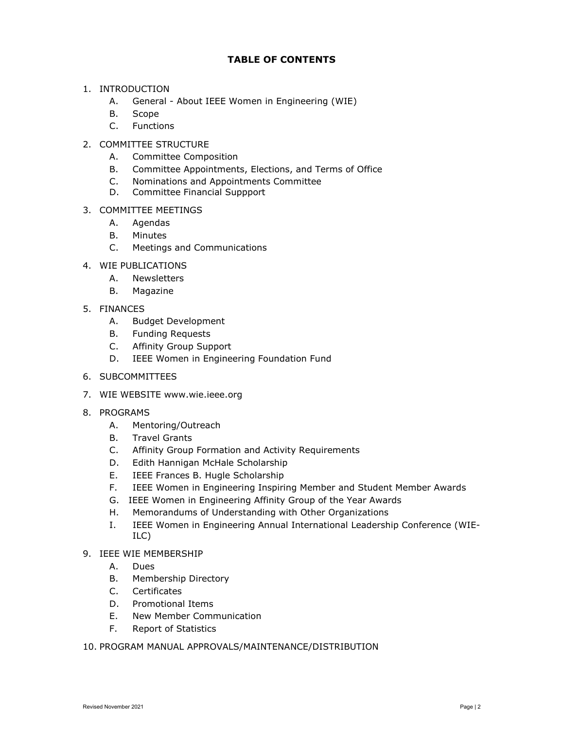# TABLE OF CONTENTS

1. INTRODUCTION
   - A. General - About IEEE Women in Engineering (WIE)
   - B. Scope
   - C. Functions
2. COMMITTEE STRUCTURE
   - A. Committee Composition
   - B. Committee Appointments, Elections, and Terms of Office
   - C. Nominations and Appointments Committee
   - D. Committee Financial Suppport
3. COMMITTEE MEETINGS
   - A. Agendas
   - B. Minutes
   - C. Meetings and Communications
4. WIE PUBLICATIONS
   - A. Newsletters
   - B. Magazine
5. FINANCES
   - A. Budget Development
   - B. Funding Requests
   - C. Affinity Group Support
   - D. IEEE Women in Engineering Foundation Fund
6. SUBCOMMITTEES
7. WIE WEBSITE www.wie.ieee.org
8. PROGRAMS
   - A. Mentoring/Outreach
   - B. Travel Grants
   - C. Affinity Group Formation and Activity Requirements
   - D. Edith Hannigan McHale Scholarship
   - E. IEEE Frances B. Hugle Scholarship
   - F. IEEE Women in Engineering Inspiring Member and Student Member Awards
   - G. IEEE Women in Engineering Affinity Group of the Year Awards
   - H. Memorandums of Understanding with Other Organizations
   - I. IEEE Women in Engineering Annual International Leadership Conference (WIE-ILC)
9. IEEE WIE MEMBERSHIP
   - A. Dues
   - B. Membership Directory
   - C. Certificates
   - D. Promotional Items
   - E. New Member Communication
   - F. Report of Statistics
10. PROGRAM MANUAL APPROVALS/MAINTENANCE/DISTRIBUTION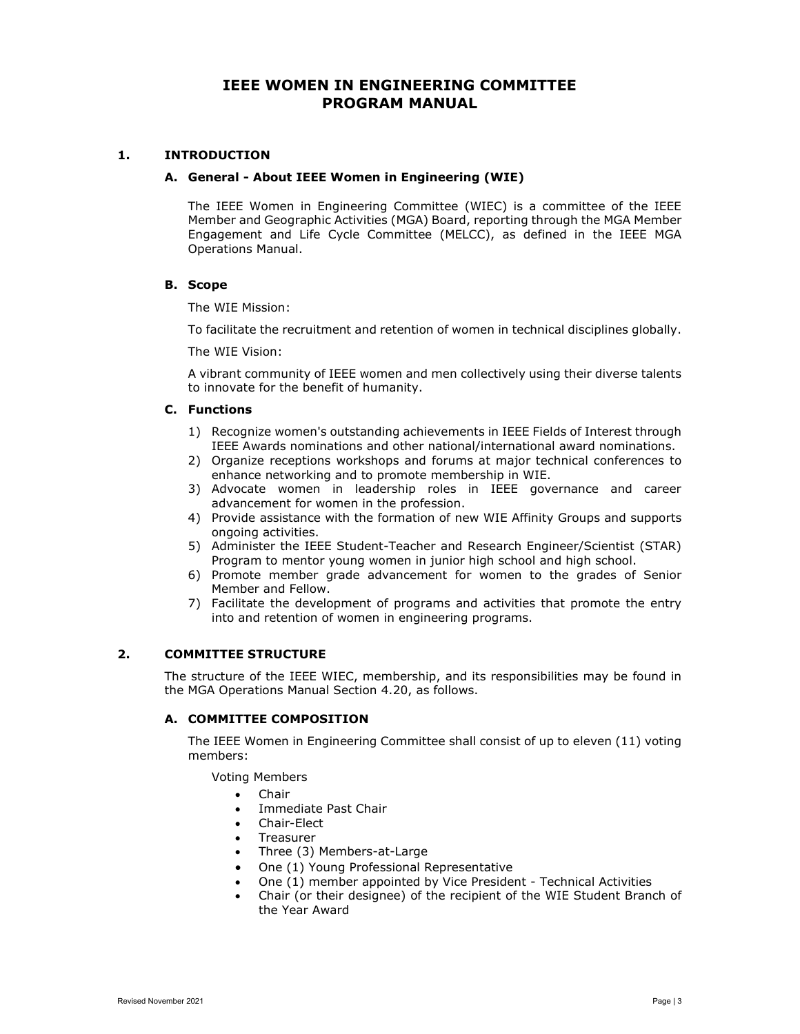# IEEE WOMEN IN ENGINEERING COMMITTEE PROGRAM MANUAL

## 1. INTRODUCTION

### A. General - About IEEE Women in Engineering (WIE)

The IEEE Women in Engineering Committee (WIEC) is a committee of the IEEE Member and Geographic Activities (MGA) Board, reporting through the MGA Member Engagement and Life Cycle Committee (MELCC), as defined in the IEEE MGA Operations Manual.

### B. Scope

The WIE Mission:

To facilitate the recruitment and retention of women in technical disciplines globally.

The WIE Vision:

A vibrant community of IEEE women and men collectively using their diverse talents to innovate for the benefit of humanity.

### C. Functions

1) Recognize women's outstanding achievements in IEEE Fields of Interest through IEEE Awards nominations and other national/international award nominations.
2) Organize receptions workshops and forums at major technical conferences to enhance networking and to promote membership in WIE.
3) Advocate women in leadership roles in IEEE governance and career advancement for women in the profession.
4) Provide assistance with the formation of new WIE Affinity Groups and supports ongoing activities.
5) Administer the IEEE Student-Teacher and Research Engineer/Scientist (STAR) Program to mentor young women in junior high school and high school.
6) Promote member grade advancement for women to the grades of Senior Member and Fellow.
7) Facilitate the development of programs and activities that promote the entry into and retention of women in engineering programs.

## 2. COMMITTEE STRUCTURE

The structure of the IEEE WIEC, membership, and its responsibilities may be found in the MGA Operations Manual Section 4.20, as follows.

### A. COMMITTEE COMPOSITION

The IEEE Women in Engineering Committee shall consist of up to eleven (11) voting members:

Voting Members

- Chair
- Immediate Past Chair
- Chair-Elect
- Treasurer
- Three (3) Members-at-Large
- One (1) Young Professional Representative
- One (1) member appointed by Vice President - Technical Activities
- Chair (or their designee) of the recipient of the WIE Student Branch of the Year Award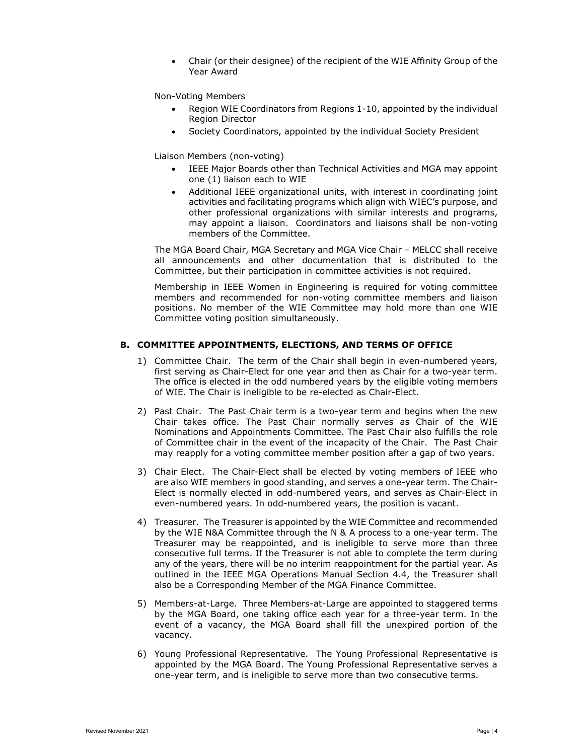- Chair (or their designee) of the recipient of the WIE Affinity Group of the Year Award

Non-Voting Members

- Region WIE Coordinators from Regions 1-10, appointed by the individual Region Director
- Society Coordinators, appointed by the individual Society President

Liaison Members (non-voting)

- IEEE Major Boards other than Technical Activities and MGA may appoint one (1) liaison each to WIE
- Additional IEEE organizational units, with interest in coordinating joint activities and facilitating programs which align with WIEC's purpose, and other professional organizations with similar interests and programs, may appoint a liaison. Coordinators and liaisons shall be non-voting members of the Committee.

The MGA Board Chair, MGA Secretary and MGA Vice Chair – MELCC shall receive all announcements and other documentation that is distributed to the Committee, but their participation in committee activities is not required.

Membership in IEEE Women in Engineering is required for voting committee members and recommended for non-voting committee members and liaison positions. No member of the WIE Committee may hold more than one WIE Committee voting position simultaneously.

### B. COMMITTEE APPOINTMENTS, ELECTIONS, AND TERMS OF OFFICE

1) Committee Chair. The term of the Chair shall begin in even-numbered years, first serving as Chair-Elect for one year and then as Chair for a two-year term. The office is elected in the odd numbered years by the eligible voting members of WIE. The Chair is ineligible to be re-elected as Chair-Elect.

2) Past Chair. The Past Chair term is a two-year term and begins when the new Chair takes office. The Past Chair normally serves as Chair of the WIE Nominations and Appointments Committee. The Past Chair also fulfills the role of Committee chair in the event of the incapacity of the Chair. The Past Chair may reapply for a voting committee member position after a gap of two years.

3) Chair Elect. The Chair-Elect shall be elected by voting members of IEEE who are also WIE members in good standing, and serves a one-year term. The Chair-Elect is normally elected in odd-numbered years, and serves as Chair-Elect in even-numbered years. In odd-numbered years, the position is vacant.

4) Treasurer. The Treasurer is appointed by the WIE Committee and recommended by the WIE N&A Committee through the N & A process to a one-year term. The Treasurer may be reappointed, and is ineligible to serve more than three consecutive full terms. If the Treasurer is not able to complete the term during any of the years, there will be no interim reappointment for the partial year. As outlined in the IEEE MGA Operations Manual Section 4.4, the Treasurer shall also be a Corresponding Member of the MGA Finance Committee.

5) Members-at-Large. Three Members-at-Large are appointed to staggered terms by the MGA Board, one taking office each year for a three-year term. In the event of a vacancy, the MGA Board shall fill the unexpired portion of the vacancy.

6) Young Professional Representative. The Young Professional Representative is appointed by the MGA Board. The Young Professional Representative serves a one-year term, and is ineligible to serve more than two consecutive terms.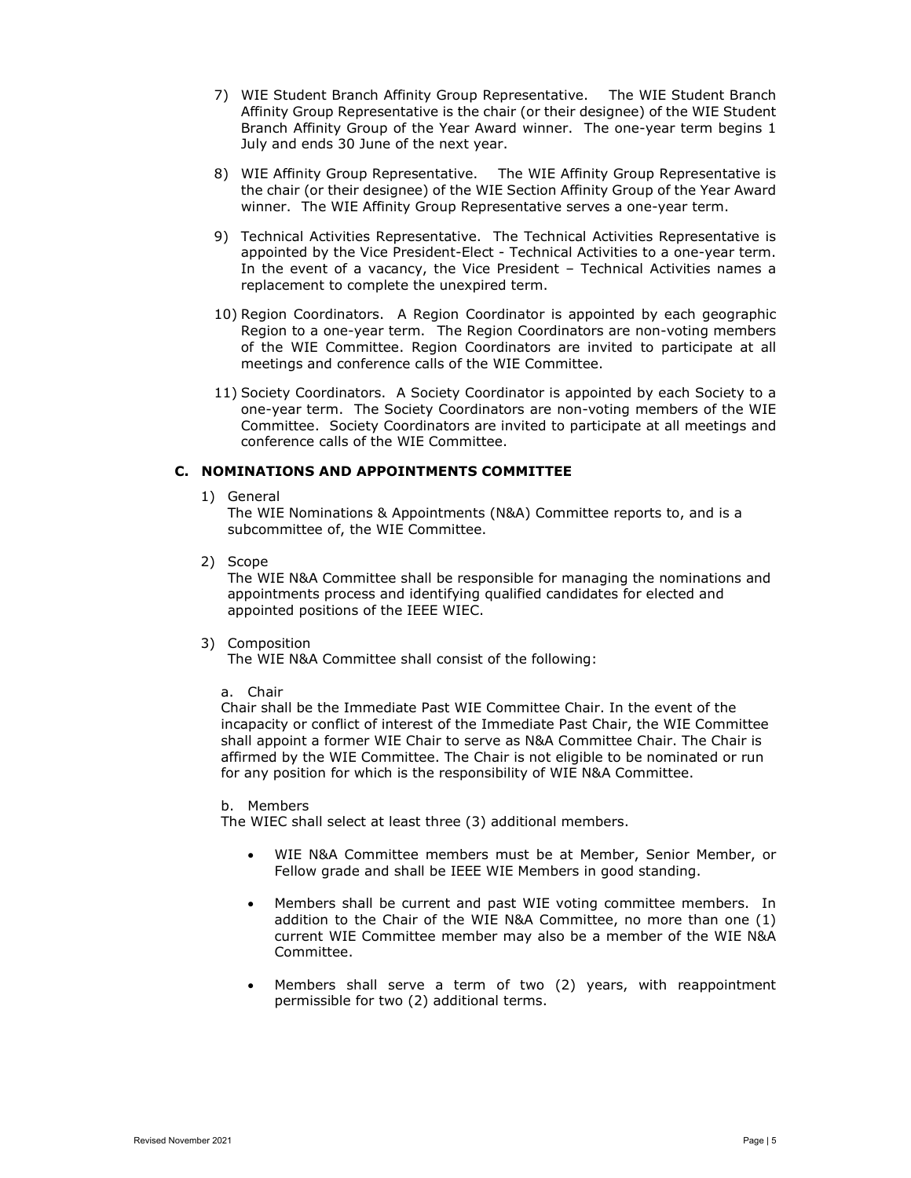7) WIE Student Branch Affinity Group Representative. The WIE Student Branch Affinity Group Representative is the chair (or their designee) of the WIE Student Branch Affinity Group of the Year Award winner. The one-year term begins 1 July and ends 30 June of the next year.

8) WIE Affinity Group Representative. The WIE Affinity Group Representative is the chair (or their designee) of the WIE Section Affinity Group of the Year Award winner. The WIE Affinity Group Representative serves a one-year term.

9) Technical Activities Representative. The Technical Activities Representative is appointed by the Vice President-Elect - Technical Activities to a one-year term. In the event of a vacancy, the Vice President – Technical Activities names a replacement to complete the unexpired term.

10) Region Coordinators. A Region Coordinator is appointed by each geographic Region to a one-year term. The Region Coordinators are non-voting members of the WIE Committee. Region Coordinators are invited to participate at all meetings and conference calls of the WIE Committee.

11) Society Coordinators. A Society Coordinator is appointed by each Society to a one-year term. The Society Coordinators are non-voting members of the WIE Committee. Society Coordinators are invited to participate at all meetings and conference calls of the WIE Committee.

### C. NOMINATIONS AND APPOINTMENTS COMMITTEE

1) General

   The WIE Nominations & Appointments (N&A) Committee reports to, and is a subcommittee of, the WIE Committee.

2) Scope

   The WIE N&A Committee shall be responsible for managing the nominations and appointments process and identifying qualified candidates for elected and appointed positions of the IEEE WIEC.

3) Composition

   The WIE N&A Committee shall consist of the following:

   a. Chair

   Chair shall be the Immediate Past WIE Committee Chair. In the event of the incapacity or conflict of interest of the Immediate Past Chair, the WIE Committee shall appoint a former WIE Chair to serve as N&A Committee Chair. The Chair is affirmed by the WIE Committee. The Chair is not eligible to be nominated or run for any position for which is the responsibility of WIE N&A Committee.

   b. Members

   The WIEC shall select at least three (3) additional members.

   - WIE N&A Committee members must be at Member, Senior Member, or Fellow grade and shall be IEEE WIE Members in good standing.
   - Members shall be current and past WIE voting committee members. In addition to the Chair of the WIE N&A Committee, no more than one (1) current WIE Committee member may also be a member of the WIE N&A Committee.
   - Members shall serve a term of two (2) years, with reappointment permissible for two (2) additional terms.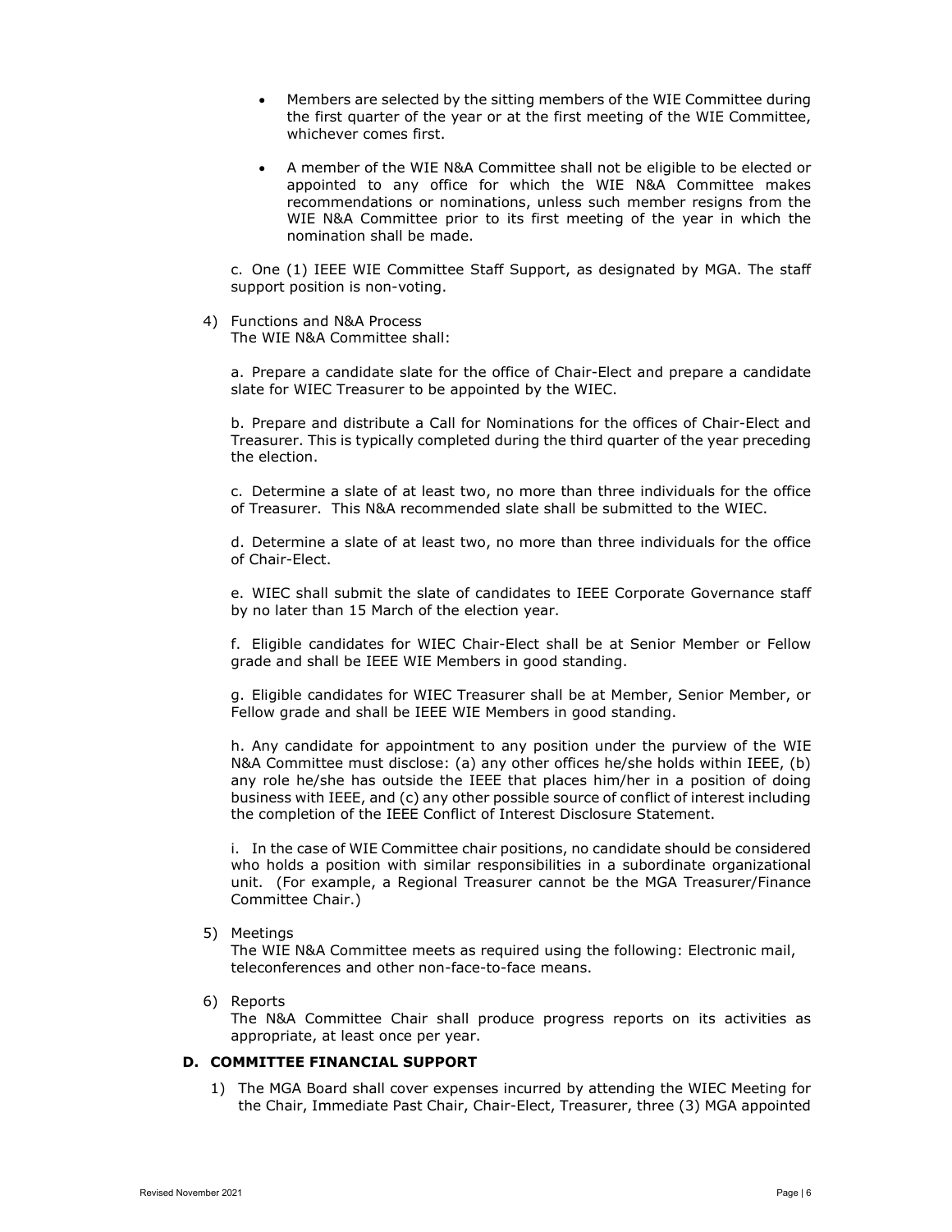- Members are selected by the sitting members of the WIE Committee during the first quarter of the year or at the first meeting of the WIE Committee, whichever comes first.
- A member of the WIE N&A Committee shall not be eligible to be elected or appointed to any office for which the WIE N&A Committee makes recommendations or nominations, unless such member resigns from the WIE N&A Committee prior to its first meeting of the year in which the nomination shall be made.

c. One (1) IEEE WIE Committee Staff Support, as designated by MGA. The staff support position is non-voting.

4) Functions and N&A Process
The WIE N&A Committee shall:

a. Prepare a candidate slate for the office of Chair-Elect and prepare a candidate slate for WIEC Treasurer to be appointed by the WIEC.

b. Prepare and distribute a Call for Nominations for the offices of Chair-Elect and Treasurer. This is typically completed during the third quarter of the year preceding the election.

c. Determine a slate of at least two, no more than three individuals for the office of Treasurer. This N&A recommended slate shall be submitted to the WIEC.

d. Determine a slate of at least two, no more than three individuals for the office of Chair-Elect.

e. WIEC shall submit the slate of candidates to IEEE Corporate Governance staff by no later than 15 March of the election year.

f. Eligible candidates for WIEC Chair-Elect shall be at Senior Member or Fellow grade and shall be IEEE WIE Members in good standing.

g. Eligible candidates for WIEC Treasurer shall be at Member, Senior Member, or Fellow grade and shall be IEEE WIE Members in good standing.

h. Any candidate for appointment to any position under the purview of the WIE N&A Committee must disclose: (a) any other offices he/she holds within IEEE, (b) any role he/she has outside the IEEE that places him/her in a position of doing business with IEEE, and (c) any other possible source of conflict of interest including the completion of the IEEE Conflict of Interest Disclosure Statement.

i. In the case of WIE Committee chair positions, no candidate should be considered who holds a position with similar responsibilities in a subordinate organizational unit. (For example, a Regional Treasurer cannot be the MGA Treasurer/Finance Committee Chair.)

5) Meetings
The WIE N&A Committee meets as required using the following: Electronic mail, teleconferences and other non-face-to-face means.

6) Reports
The N&A Committee Chair shall produce progress reports on its activities as appropriate, at least once per year.

### D. COMMITTEE FINANCIAL SUPPORT

1) The MGA Board shall cover expenses incurred by attending the WIEC Meeting for the Chair, Immediate Past Chair, Chair-Elect, Treasurer, three (3) MGA appointed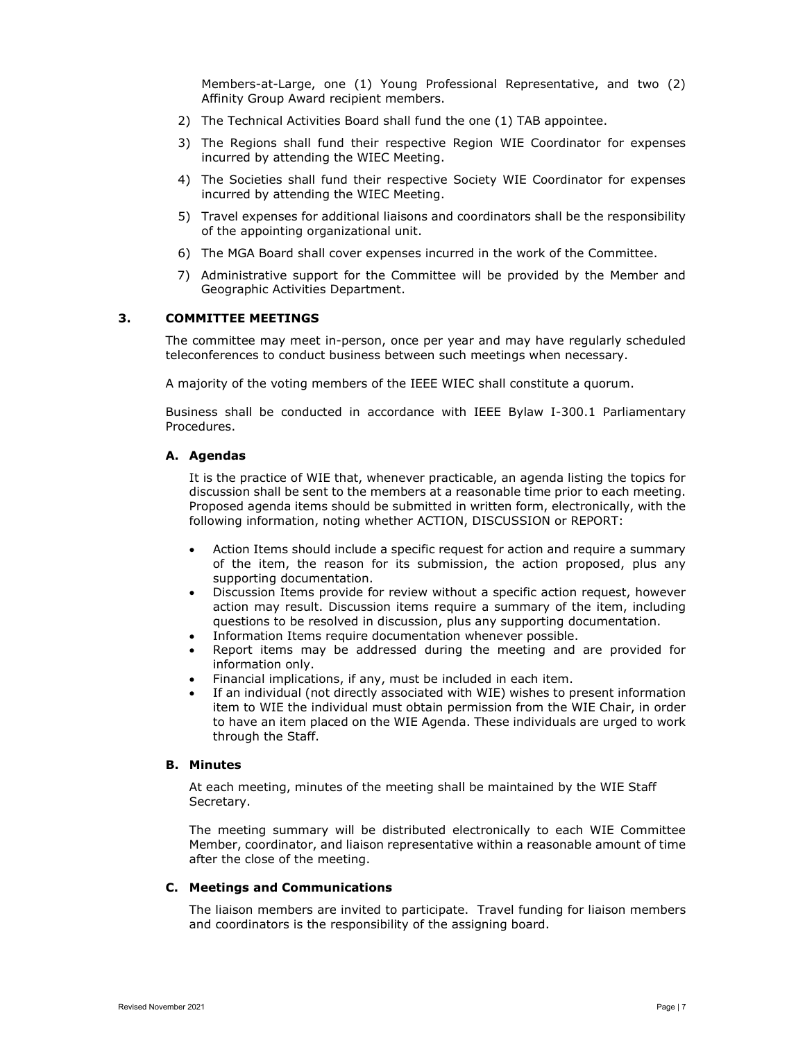Members-at-Large, one (1) Young Professional Representative, and two (2) Affinity Group Award recipient members.

2) The Technical Activities Board shall fund the one (1) TAB appointee.

3) The Regions shall fund their respective Region WIE Coordinator for expenses incurred by attending the WIEC Meeting.

4) The Societies shall fund their respective Society WIE Coordinator for expenses incurred by attending the WIEC Meeting.

5) Travel expenses for additional liaisons and coordinators shall be the responsibility of the appointing organizational unit.

6) The MGA Board shall cover expenses incurred in the work of the Committee.

7) Administrative support for the Committee will be provided by the Member and Geographic Activities Department.

## 3. COMMITTEE MEETINGS

The committee may meet in-person, once per year and may have regularly scheduled teleconferences to conduct business between such meetings when necessary.

A majority of the voting members of the IEEE WIEC shall constitute a quorum.

Business shall be conducted in accordance with IEEE Bylaw I-300.1 Parliamentary Procedures.

### A. Agendas

It is the practice of WIE that, whenever practicable, an agenda listing the topics for discussion shall be sent to the members at a reasonable time prior to each meeting. Proposed agenda items should be submitted in written form, electronically, with the following information, noting whether ACTION, DISCUSSION or REPORT:

- Action Items should include a specific request for action and require a summary of the item, the reason for its submission, the action proposed, plus any supporting documentation.
- Discussion Items provide for review without a specific action request, however action may result. Discussion items require a summary of the item, including questions to be resolved in discussion, plus any supporting documentation.
- Information Items require documentation whenever possible.
- Report items may be addressed during the meeting and are provided for information only.
- Financial implications, if any, must be included in each item.
- If an individual (not directly associated with WIE) wishes to present information item to WIE the individual must obtain permission from the WIE Chair, in order to have an item placed on the WIE Agenda. These individuals are urged to work through the Staff.

### B. Minutes

At each meeting, minutes of the meeting shall be maintained by the WIE Staff Secretary.

The meeting summary will be distributed electronically to each WIE Committee Member, coordinator, and liaison representative within a reasonable amount of time after the close of the meeting.

### C. Meetings and Communications

The liaison members are invited to participate. Travel funding for liaison members and coordinators is the responsibility of the assigning board.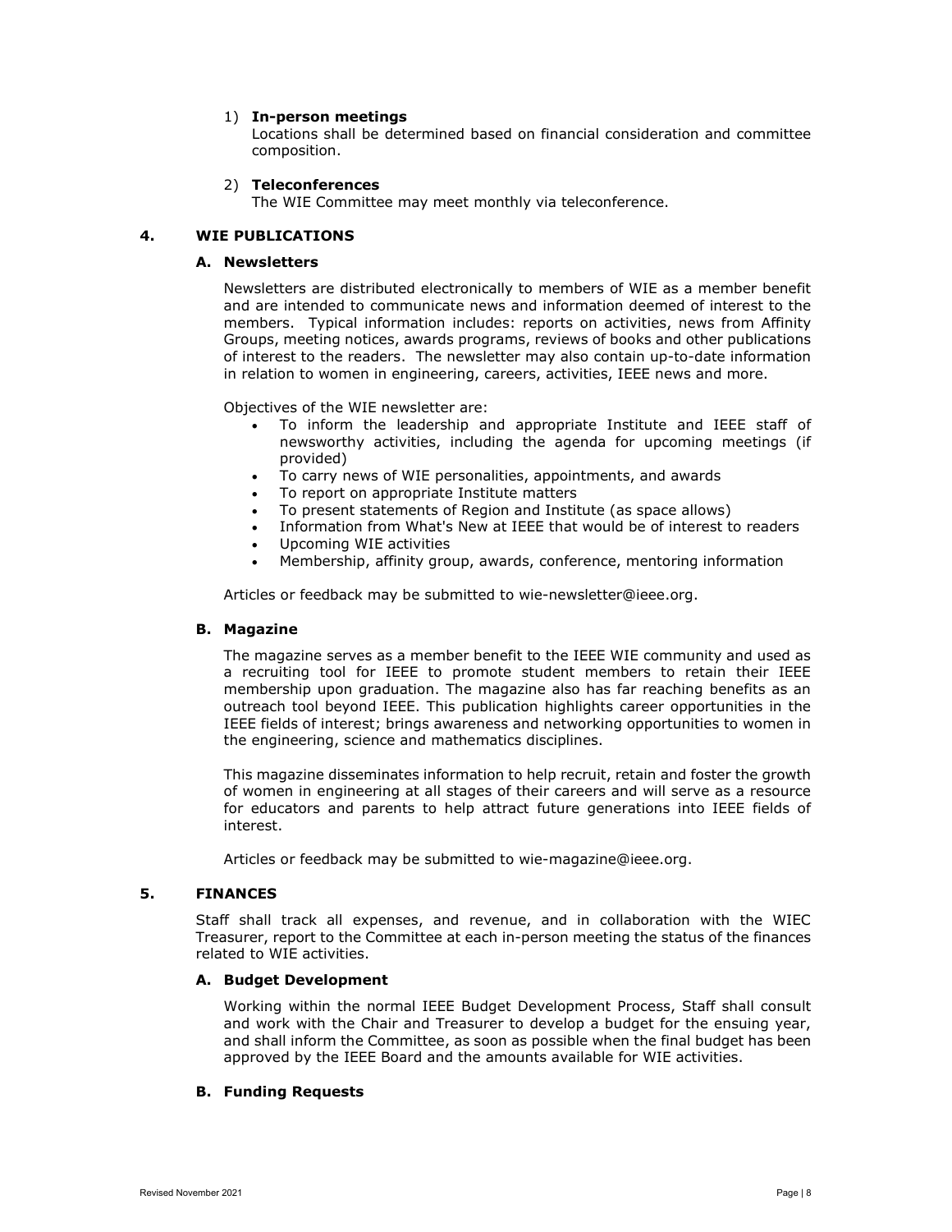1) **In-person meetings**
   Locations shall be determined based on financial consideration and committee composition.

2) **Teleconferences**
   The WIE Committee may meet monthly via teleconference.

## 4. WIE PUBLICATIONS

### A. Newsletters

Newsletters are distributed electronically to members of WIE as a member benefit and are intended to communicate news and information deemed of interest to the members. Typical information includes: reports on activities, news from Affinity Groups, meeting notices, awards programs, reviews of books and other publications of interest to the readers. The newsletter may also contain up-to-date information in relation to women in engineering, careers, activities, IEEE news and more.

Objectives of the WIE newsletter are:

- To inform the leadership and appropriate Institute and IEEE staff of newsworthy activities, including the agenda for upcoming meetings (if provided)
- To carry news of WIE personalities, appointments, and awards
- To report on appropriate Institute matters
- To present statements of Region and Institute (as space allows)
- Information from What's New at IEEE that would be of interest to readers
- Upcoming WIE activities
- Membership, affinity group, awards, conference, mentoring information

Articles or feedback may be submitted to wie-newsletter@ieee.org.

### B. Magazine

The magazine serves as a member benefit to the IEEE WIE community and used as a recruiting tool for IEEE to promote student members to retain their IEEE membership upon graduation. The magazine also has far reaching benefits as an outreach tool beyond IEEE. This publication highlights career opportunities in the IEEE fields of interest; brings awareness and networking opportunities to women in the engineering, science and mathematics disciplines.

This magazine disseminates information to help recruit, retain and foster the growth of women in engineering at all stages of their careers and will serve as a resource for educators and parents to help attract future generations into IEEE fields of interest.

Articles or feedback may be submitted to wie-magazine@ieee.org.

## 5. FINANCES

Staff shall track all expenses, and revenue, and in collaboration with the WIEC Treasurer, report to the Committee at each in-person meeting the status of the finances related to WIE activities.

### A. Budget Development

Working within the normal IEEE Budget Development Process, Staff shall consult and work with the Chair and Treasurer to develop a budget for the ensuing year, and shall inform the Committee, as soon as possible when the final budget has been approved by the IEEE Board and the amounts available for WIE activities.

### B. Funding Requests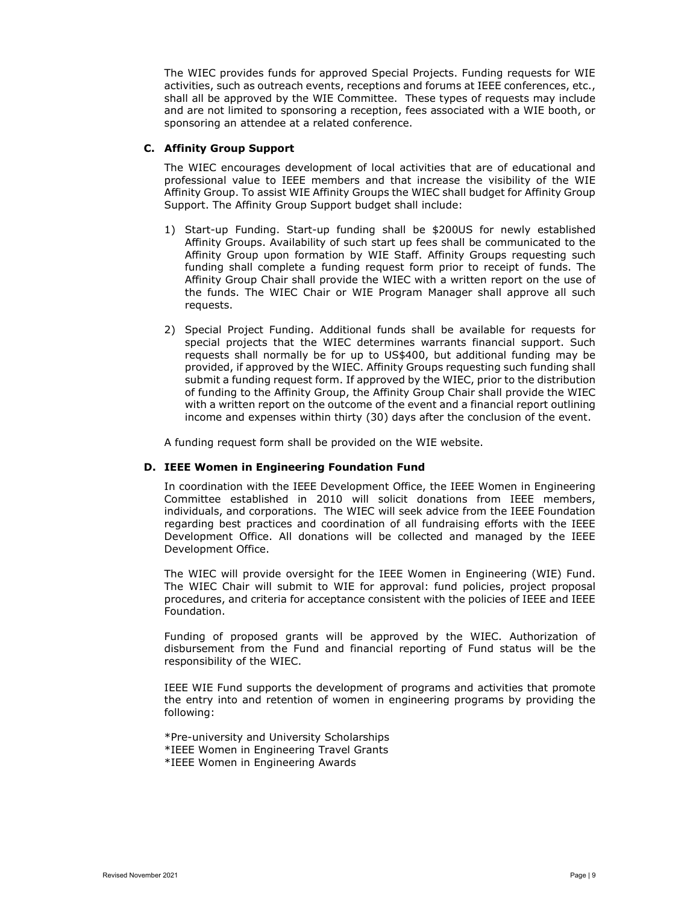The WIEC provides funds for approved Special Projects. Funding requests for WIE activities, such as outreach events, receptions and forums at IEEE conferences, etc., shall all be approved by the WIE Committee. These types of requests may include and are not limited to sponsoring a reception, fees associated with a WIE booth, or sponsoring an attendee at a related conference.

### C. Affinity Group Support

The WIEC encourages development of local activities that are of educational and professional value to IEEE members and that increase the visibility of the WIE Affinity Group. To assist WIE Affinity Groups the WIEC shall budget for Affinity Group Support. The Affinity Group Support budget shall include:

1) Start-up Funding. Start-up funding shall be $200US for newly established Affinity Groups. Availability of such start up fees shall be communicated to the Affinity Group upon formation by WIE Staff. Affinity Groups requesting such funding shall complete a funding request form prior to receipt of funds. The Affinity Group Chair shall provide the WIEC with a written report on the use of the funds. The WIEC Chair or WIE Program Manager shall approve all such requests.

2) Special Project Funding. Additional funds shall be available for requests for special projects that the WIEC determines warrants financial support. Such requests shall normally be for up to US$400, but additional funding may be provided, if approved by the WIEC. Affinity Groups requesting such funding shall submit a funding request form. If approved by the WIEC, prior to the distribution of funding to the Affinity Group, the Affinity Group Chair shall provide the WIEC with a written report on the outcome of the event and a financial report outlining income and expenses within thirty (30) days after the conclusion of the event.

A funding request form shall be provided on the WIE website.

### D. IEEE Women in Engineering Foundation Fund

In coordination with the IEEE Development Office, the IEEE Women in Engineering Committee established in 2010 will solicit donations from IEEE members, individuals, and corporations. The WIEC will seek advice from the IEEE Foundation regarding best practices and coordination of all fundraising efforts with the IEEE Development Office. All donations will be collected and managed by the IEEE Development Office.

The WIEC will provide oversight for the IEEE Women in Engineering (WIE) Fund. The WIEC Chair will submit to WIE for approval: fund policies, project proposal procedures, and criteria for acceptance consistent with the policies of IEEE and IEEE Foundation.

Funding of proposed grants will be approved by the WIEC. Authorization of disbursement from the Fund and financial reporting of Fund status will be the responsibility of the WIEC.

IEEE WIE Fund supports the development of programs and activities that promote the entry into and retention of women in engineering programs by providing the following:

*Pre-university and University Scholarships
*IEEE Women in Engineering Travel Grants
*IEEE Women in Engineering Awards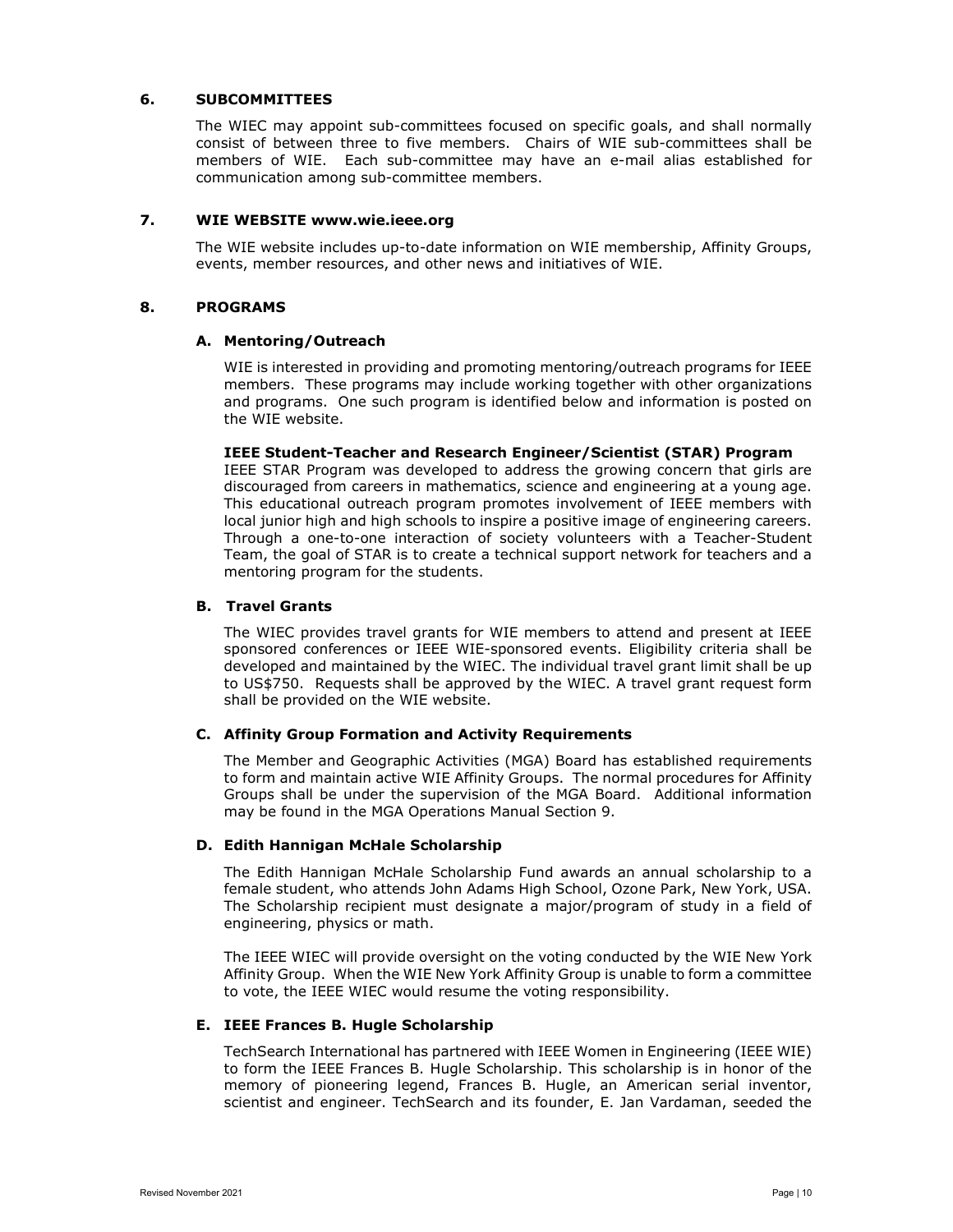## 6. SUBCOMMITTEES

The WIEC may appoint sub-committees focused on specific goals, and shall normally consist of between three to five members. Chairs of WIE sub-committees shall be members of WIE. Each sub-committee may have an e-mail alias established for communication among sub-committee members.

## 7. WIE WEBSITE www.wie.ieee.org

The WIE website includes up-to-date information on WIE membership, Affinity Groups, events, member resources, and other news and initiatives of WIE.

## 8. PROGRAMS

### A. Mentoring/Outreach

WIE is interested in providing and promoting mentoring/outreach programs for IEEE members. These programs may include working together with other organizations and programs. One such program is identified below and information is posted on the WIE website.

**IEEE Student-Teacher and Research Engineer/Scientist (STAR) Program**
IEEE STAR Program was developed to address the growing concern that girls are discouraged from careers in mathematics, science and engineering at a young age. This educational outreach program promotes involvement of IEEE members with local junior high and high schools to inspire a positive image of engineering careers. Through a one-to-one interaction of society volunteers with a Teacher-Student Team, the goal of STAR is to create a technical support network for teachers and a mentoring program for the students.

### B. Travel Grants

The WIEC provides travel grants for WIE members to attend and present at IEEE sponsored conferences or IEEE WIE-sponsored events. Eligibility criteria shall be developed and maintained by the WIEC. The individual travel grant limit shall be up to US$750. Requests shall be approved by the WIEC. A travel grant request form shall be provided on the WIE website.

### C. Affinity Group Formation and Activity Requirements

The Member and Geographic Activities (MGA) Board has established requirements to form and maintain active WIE Affinity Groups. The normal procedures for Affinity Groups shall be under the supervision of the MGA Board. Additional information may be found in the MGA Operations Manual Section 9.

### D. Edith Hannigan McHale Scholarship

The Edith Hannigan McHale Scholarship Fund awards an annual scholarship to a female student, who attends John Adams High School, Ozone Park, New York, USA. The Scholarship recipient must designate a major/program of study in a field of engineering, physics or math.

The IEEE WIEC will provide oversight on the voting conducted by the WIE New York Affinity Group. When the WIE New York Affinity Group is unable to form a committee to vote, the IEEE WIEC would resume the voting responsibility.

### E. IEEE Frances B. Hugle Scholarship

TechSearch International has partnered with IEEE Women in Engineering (IEEE WIE) to form the IEEE Frances B. Hugle Scholarship. This scholarship is in honor of the memory of pioneering legend, Frances B. Hugle, an American serial inventor, scientist and engineer. TechSearch and its founder, E. Jan Vardaman, seeded the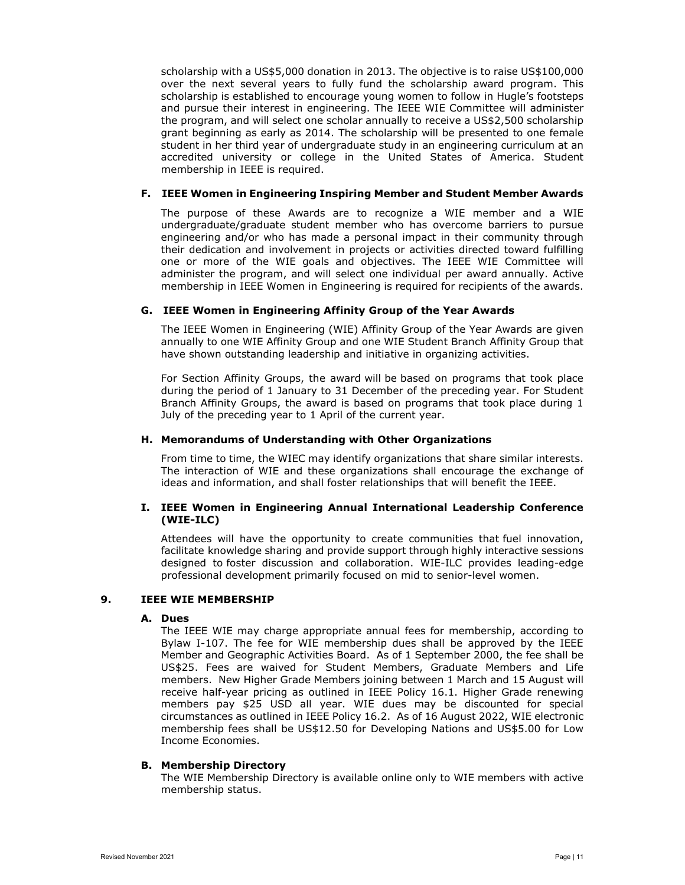scholarship with a US$5,000 donation in 2013. The objective is to raise US$100,000 over the next several years to fully fund the scholarship award program. This scholarship is established to encourage young women to follow in Hugle's footsteps and pursue their interest in engineering. The IEEE WIE Committee will administer the program, and will select one scholar annually to receive a US$2,500 scholarship grant beginning as early as 2014. The scholarship will be presented to one female student in her third year of undergraduate study in an engineering curriculum at an accredited university or college in the United States of America. Student membership in IEEE is required.

### F. IEEE Women in Engineering Inspiring Member and Student Member Awards

The purpose of these Awards are to recognize a WIE member and a WIE undergraduate/graduate student member who has overcome barriers to pursue engineering and/or who has made a personal impact in their community through their dedication and involvement in projects or activities directed toward fulfilling one or more of the WIE goals and objectives. The IEEE WIE Committee will administer the program, and will select one individual per award annually. Active membership in IEEE Women in Engineering is required for recipients of the awards.

### G. IEEE Women in Engineering Affinity Group of the Year Awards

The IEEE Women in Engineering (WIE) Affinity Group of the Year Awards are given annually to one WIE Affinity Group and one WIE Student Branch Affinity Group that have shown outstanding leadership and initiative in organizing activities.

For Section Affinity Groups, the award will be based on programs that took place during the period of 1 January to 31 December of the preceding year. For Student Branch Affinity Groups, the award is based on programs that took place during 1 July of the preceding year to 1 April of the current year.

### H. Memorandums of Understanding with Other Organizations

From time to time, the WIEC may identify organizations that share similar interests. The interaction of WIE and these organizations shall encourage the exchange of ideas and information, and shall foster relationships that will benefit the IEEE.

### I. IEEE Women in Engineering Annual International Leadership Conference (WIE-ILC)

Attendees will have the opportunity to create communities that fuel innovation, facilitate knowledge sharing and provide support through highly interactive sessions designed to foster discussion and collaboration. WIE-ILC provides leading-edge professional development primarily focused on mid to senior-level women.

## 9. IEEE WIE MEMBERSHIP

### A. Dues

The IEEE WIE may charge appropriate annual fees for membership, according to Bylaw I-107. The fee for WIE membership dues shall be approved by the IEEE Member and Geographic Activities Board. As of 1 September 2000, the fee shall be US$25. Fees are waived for Student Members, Graduate Members and Life members. New Higher Grade Members joining between 1 March and 15 August will receive half-year pricing as outlined in IEEE Policy 16.1. Higher Grade renewing members pay $25 USD all year. WIE dues may be discounted for special circumstances as outlined in IEEE Policy 16.2. As of 16 August 2022, WIE electronic membership fees shall be US$12.50 for Developing Nations and US$5.00 for Low Income Economies.

### B. Membership Directory

The WIE Membership Directory is available online only to WIE members with active membership status.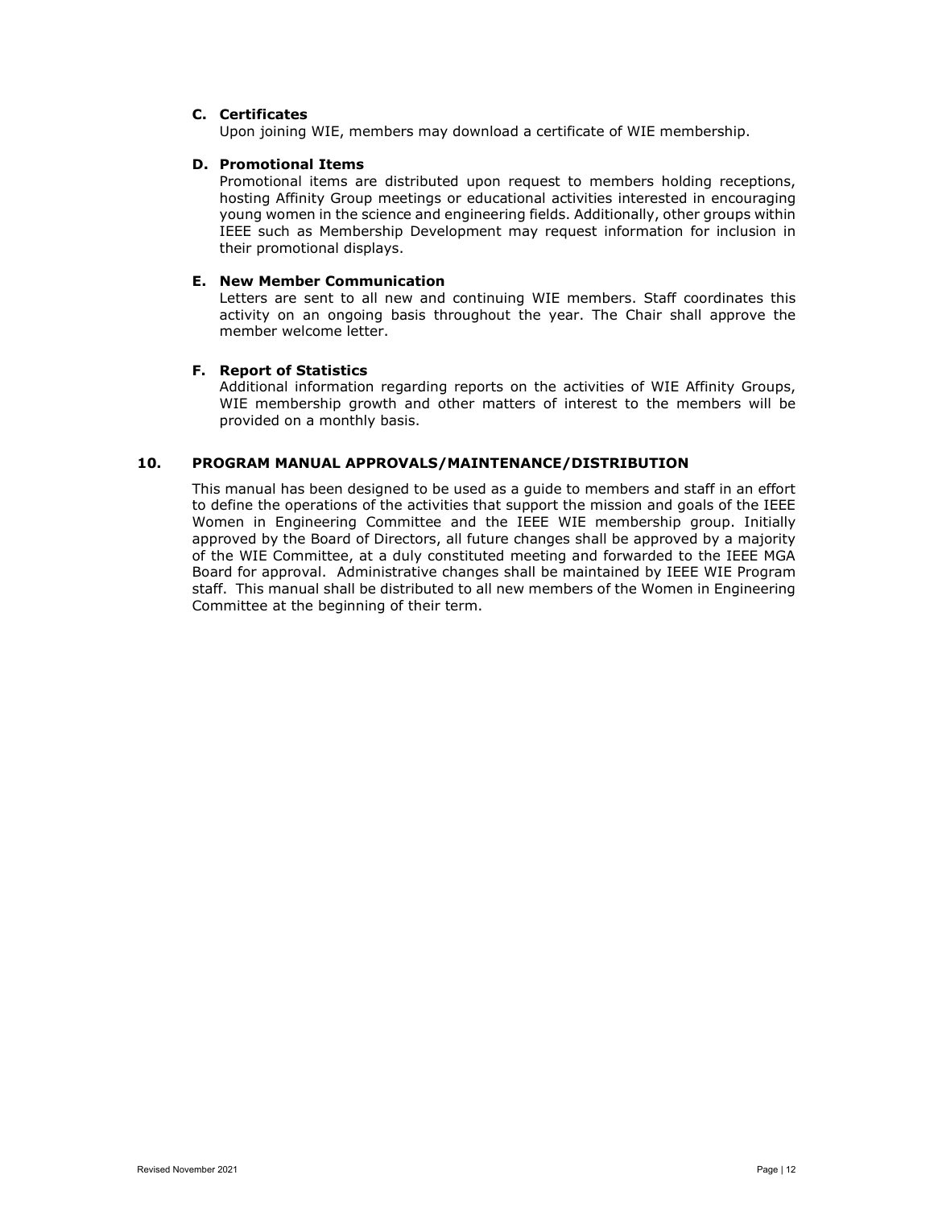**C. Certificates**

Upon joining WIE, members may download a certificate of WIE membership.

**D. Promotional Items**

Promotional items are distributed upon request to members holding receptions, hosting Affinity Group meetings or educational activities interested in encouraging young women in the science and engineering fields. Additionally, other groups within IEEE such as Membership Development may request information for inclusion in their promotional displays.

**E. New Member Communication**

Letters are sent to all new and continuing WIE members. Staff coordinates this activity on an ongoing basis throughout the year. The Chair shall approve the member welcome letter.

**F. Report of Statistics**

Additional information regarding reports on the activities of WIE Affinity Groups, WIE membership growth and other matters of interest to the members will be provided on a monthly basis.

## 10. PROGRAM MANUAL APPROVALS/MAINTENANCE/DISTRIBUTION

This manual has been designed to be used as a guide to members and staff in an effort to define the operations of the activities that support the mission and goals of the IEEE Women in Engineering Committee and the IEEE WIE membership group. Initially approved by the Board of Directors, all future changes shall be approved by a majority of the WIE Committee, at a duly constituted meeting and forwarded to the IEEE MGA Board for approval. Administrative changes shall be maintained by IEEE WIE Program staff. This manual shall be distributed to all new members of the Women in Engineering Committee at the beginning of their term.